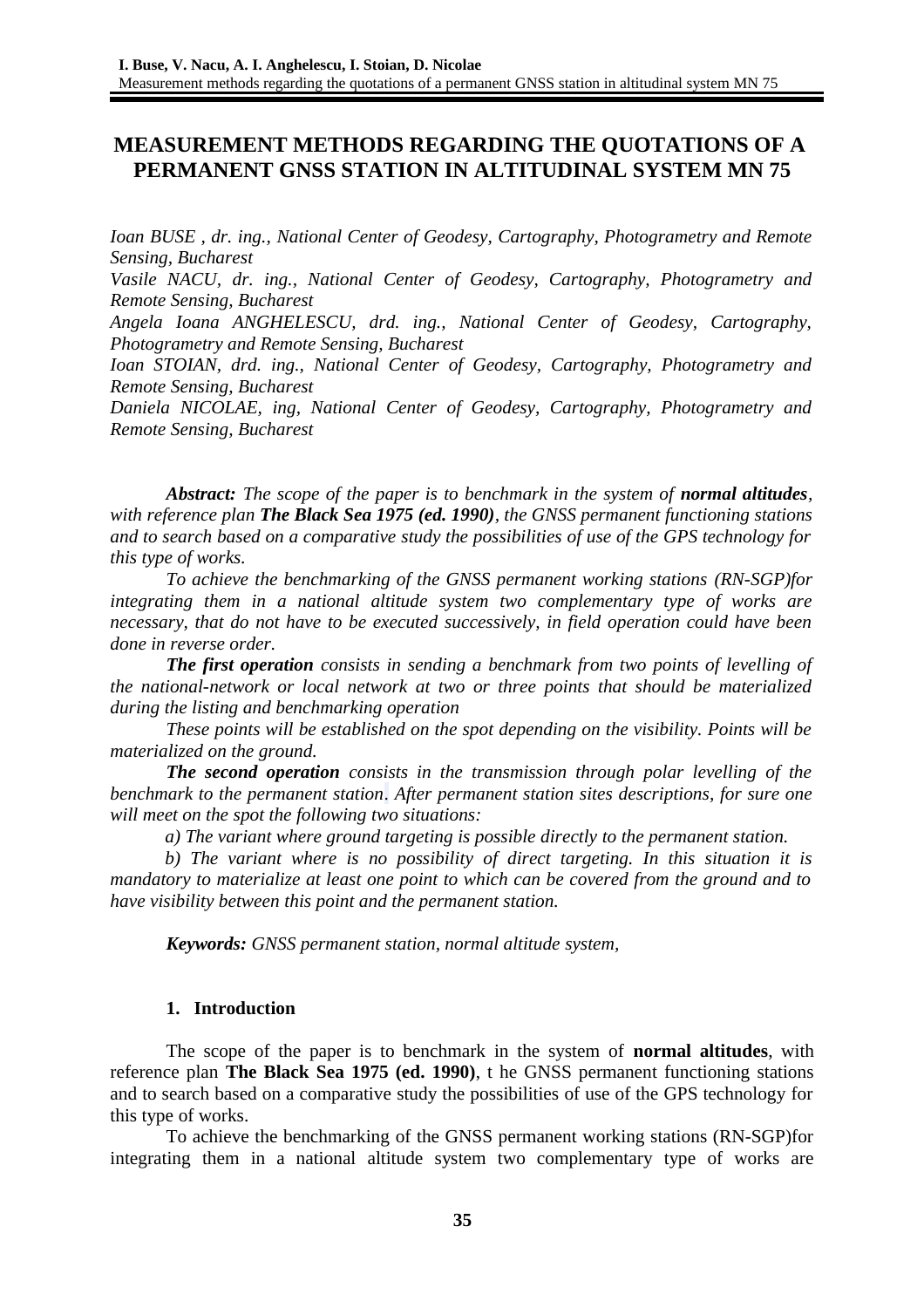# MEASUREMENT METHODS REGARDING THE QUOTATIONS OF A PERMANENT GNSS STATION IN ALTITUDINAL SYSTEM MN 75

*Ioan BUSE , dr. ing., National Center of Geodesy, Cartography, Photogrametry and Remote Sensing, Bucharest*

*Vasile NACU, dr. ing., National Center of Geodesy, Cartography, Photogrametry and Remote Sensing, Bucharest*

*Angela Ioana ANGHELESCU, drd. ing., National Center of Geodesy, Cartography, Photogrametry and Remote Sensing, Bucharest*

*Ioan STOIAN, drd. ing., National Center of Geodesy, Cartography, Photogrametry and Remote Sensing, Bucharest*

*Daniela NICOLAE, ing, National Center of Geodesy, Cartography, Photogrametry and Remote Sensing, Bucharest*

***Abstract:*** *The scope of the paper is to benchmark in the system of* ***normal altitudes****, with reference plan* ***The Black Sea 1975 (ed. 1990)****, the GNSS permanent functioning stations and to search based on a comparative study the possibilities of use of the GPS technology for this type of works.*

*To achieve the benchmarking of the GNSS permanent working stations (RN-SGP)for integrating them in a national altitude system two complementary type of works are necessary, that do not have to be executed successively, in field operation could have been done in reverse order.*

***The first operation*** *consists in sending a benchmark from two points of levelling of the national-network or local network at two or three points that should be materialized during the listing and benchmarking operation*

*These points will be established on the spot depending on the visibility. Points will be materialized on the ground.*

***The second operation*** *consists in the transmission through polar levelling of the benchmark to the permanent station. After permanent station sites descriptions, for sure one will meet on the spot the following two situations:*

*a) The variant where ground targeting is possible directly to the permanent station.*

*b) The variant where is no possibility of direct targeting. In this situation it is mandatory to materialize at least one point to which can be covered from the ground and to have visibility between this point and the permanent station.*

***Keywords:*** *GNSS permanent station, normal altitude system,*

## 1. Introduction

The scope of the paper is to benchmark in the system of **normal altitudes**, with reference plan **The Black Sea 1975 (ed. 1990)**, t he GNSS permanent functioning stations and to search based on a comparative study the possibilities of use of the GPS technology for this type of works.

To achieve the benchmarking of the GNSS permanent working stations (RN-SGP)for integrating them in a national altitude system two complementary type of works are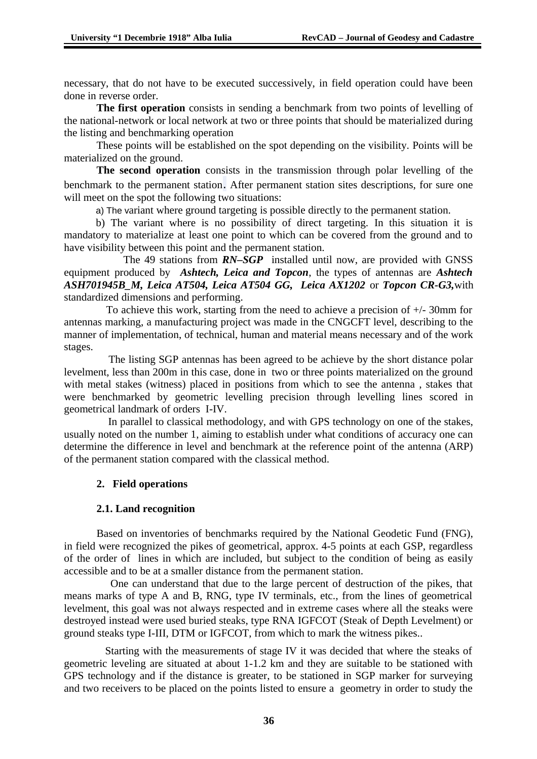necessary, that do not have to be executed successively, in field operation could have been done in reverse order.

**The first operation** consists in sending a benchmark from two points of levelling of the national-network or local network at two or three points that should be materialized during the listing and benchmarking operation

These points will be established on the spot depending on the visibility. Points will be materialized on the ground.

**The second operation** consists in the transmission through polar levelling of the benchmark to the permanent station. After permanent station sites descriptions, for sure one will meet on the spot the following two situations:

a) The variant where ground targeting is possible directly to the permanent station.

b) The variant where is no possibility of direct targeting. In this situation it is mandatory to materialize at least one point to which can be covered from the ground and to have visibility between this point and the permanent station.

The 49 stations from ***RN–SGP*** installed until now, are provided with GNSS equipment produced by ***Ashtech, Leica and Topcon***, the types of antennas are ***Ashtech ASH701945B_M, Leica AT504, Leica AT504 GG, Leica AX1202*** or ***Topcon CR-G3,*** with standardized dimensions and performing.

To achieve this work, starting from the need to achieve a precision of +/- 30mm for antennas marking, a manufacturing project was made in the CNGCFT level, describing to the manner of implementation, of technical, human and material means necessary and of the work stages.

The listing SGP antennas has been agreed to be achieve by the short distance polar levelment, less than 200m in this case, done in two or three points materialized on the ground with metal stakes (witness) placed in positions from which to see the antenna , stakes that were benchmarked by geometric levelling precision through levelling lines scored in geometrical landmark of orders I-IV.

In parallel to classical methodology, and with GPS technology on one of the stakes, usually noted on the number 1, aiming to establish under what conditions of accuracy one can determine the difference in level and benchmark at the reference point of the antenna (ARP) of the permanent station compared with the classical method.

## 2. Field operations

### 2.1. Land recognition

Based on inventories of benchmarks required by the National Geodetic Fund (FNG), in field were recognized the pikes of geometrical, approx. 4-5 points at each GSP, regardless of the order of lines in which are included, but subject to the condition of being as easily accessible and to be at a smaller distance from the permanent station.

One can understand that due to the large percent of destruction of the pikes, that means marks of type A and B, RNG, type IV terminals, etc., from the lines of geometrical levelment, this goal was not always respected and in extreme cases where all the steaks were destroyed instead were used buried steaks, type RNA IGFCOT (Steak of Depth Levelment) or ground steaks type I-III, DTM or IGFCOT, from which to mark the witness pikes..

Starting with the measurements of stage IV it was decided that where the steaks of geometric leveling are situated at about 1-1.2 km and they are suitable to be stationed with GPS technology and if the distance is greater, to be stationed in SGP marker for surveying and two receivers to be placed on the points listed to ensure a geometry in order to study the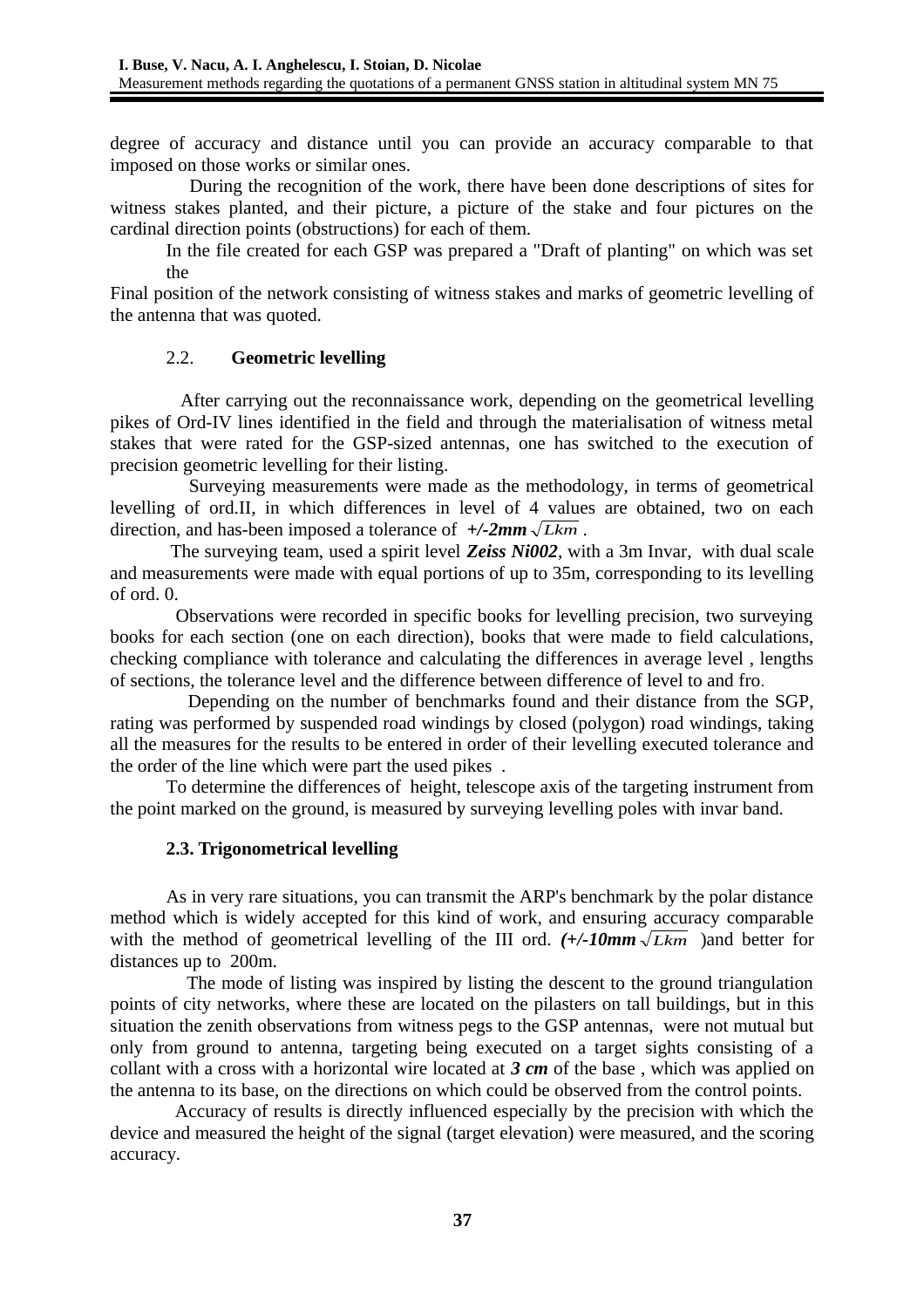degree of accuracy and distance until you can provide an accuracy comparable to that imposed on those works or similar ones.

During the recognition of the work, there have been done descriptions of sites for witness stakes planted, and their picture, a picture of the stake and four pictures on the cardinal direction points (obstructions) for each of them.

In the file created for each GSP was prepared a "Draft of planting" on which was set the

Final position of the network consisting of witness stakes and marks of geometric levelling of the antenna that was quoted.

## 2.2. Geometric levelling

After carrying out the reconnaissance work, depending on the geometrical levelling pikes of Ord-IV lines identified in the field and through the materialisation of witness metal stakes that were rated for the GSP-sized antennas, one has switched to the execution of precision geometric levelling for their listing.

Surveying measurements were made as the methodology, in terms of geometrical levelling of ord.II, in which differences in level of 4 values are obtained, two on each direction, and has-been imposed a tolerance of ***+/-2mm*** $\sqrt{Lkm}$ .

The surveying team, used a spirit level ***Zeiss Ni002***, with a 3m Invar, with dual scale and measurements were made with equal portions of up to 35m, corresponding to its levelling of ord. 0.

Observations were recorded in specific books for levelling precision, two surveying books for each section (one on each direction), books that were made to field calculations, checking compliance with tolerance and calculating the differences in average level , lengths of sections, the tolerance level and the difference between difference of level to and fro.

Depending on the number of benchmarks found and their distance from the SGP, rating was performed by suspended road windings by closed (polygon) road windings, taking all the measures for the results to be entered in order of their levelling executed tolerance and the order of the line which were part the used pikes .

To determine the differences of height, telescope axis of the targeting instrument from the point marked on the ground, is measured by surveying levelling poles with invar band.

## 2.3. Trigonometrical levelling

As in very rare situations, you can transmit the ARP's benchmark by the polar distance method which is widely accepted for this kind of work, and ensuring accuracy comparable with the method of geometrical levelling of the III ord. ***(+/-10mm*** $\sqrt{Lkm}$ )and better for distances up to 200m.

The mode of listing was inspired by listing the descent to the ground triangulation points of city networks, where these are located on the pilasters on tall buildings, but in this situation the zenith observations from witness pegs to the GSP antennas, were not mutual but only from ground to antenna, targeting being executed on a target sights consisting of a collant with a cross with a horizontal wire located at ***3 cm*** of the base , which was applied on the antenna to its base, on the directions on which could be observed from the control points.

Accuracy of results is directly influenced especially by the precision with which the device and measured the height of the signal (target elevation) were measured, and the scoring accuracy.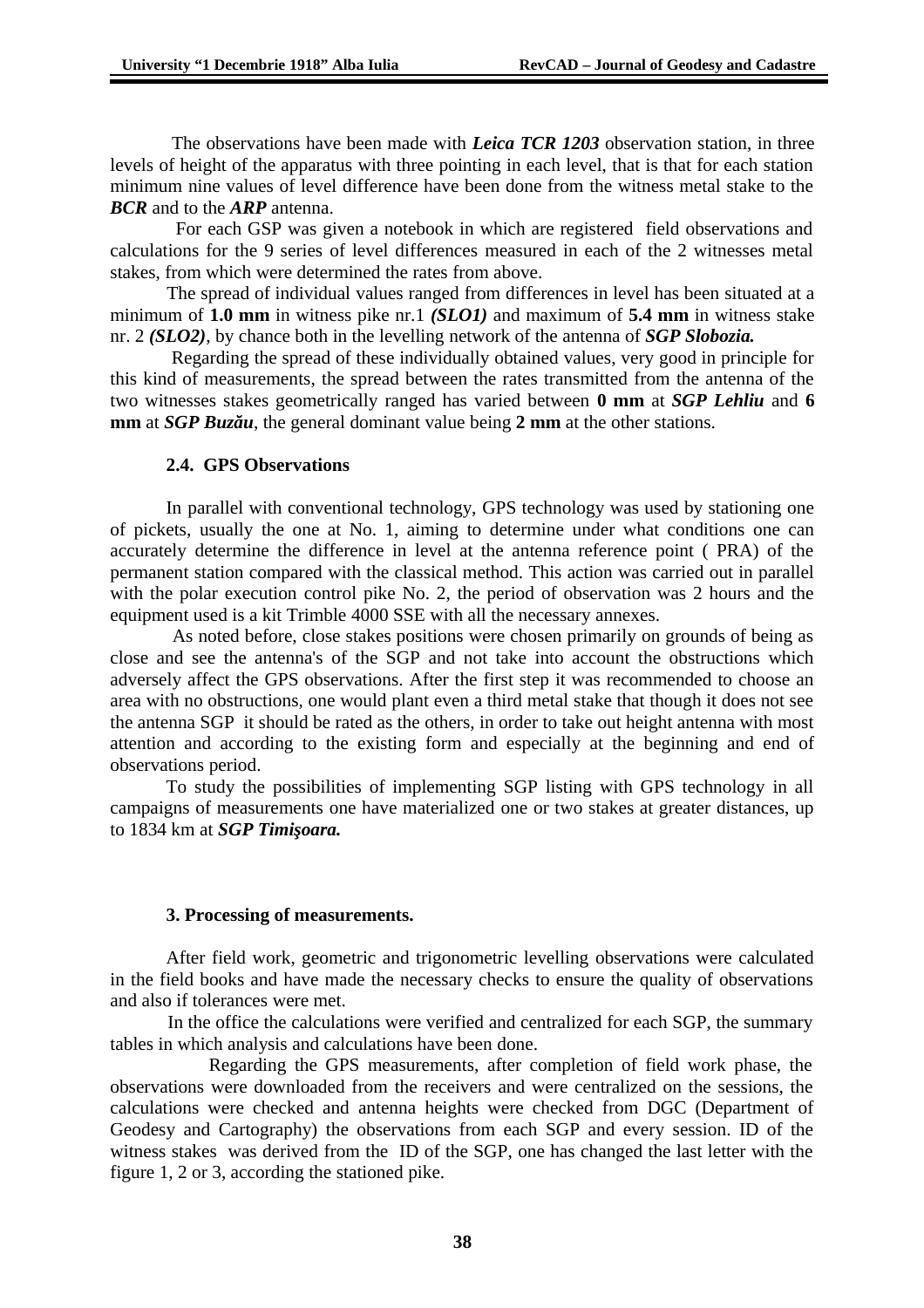The observations have been made with ***Leica TCR 1203*** observation station, in three levels of height of the apparatus with three pointing in each level, that is that for each station minimum nine values of level difference have been done from the witness metal stake to the ***BCR*** and to the ***ARP*** antenna.

For each GSP was given a notebook in which are registered field observations and calculations for the 9 series of level differences measured in each of the 2 witnesses metal stakes, from which were determined the rates from above.

The spread of individual values ranged from differences in level has been situated at a minimum of **1.0 mm** in witness pike nr.1 ***(SLO1)*** and maximum of **5.4 mm** in witness stake nr. 2 ***(SLO2)***, by chance both in the levelling network of the antenna of ***SGP Slobozia.***

Regarding the spread of these individually obtained values, very good in principle for this kind of measurements, the spread between the rates transmitted from the antenna of the two witnesses stakes geometrically ranged has varied between **0 mm** at ***SGP Lehliu*** and **6 mm** at ***SGP Buzău***, the general dominant value being **2 mm** at the other stations.

### 2.4. GPS Observations

In parallel with conventional technology, GPS technology was used by stationing one of pickets, usually the one at No. 1, aiming to determine under what conditions one can accurately determine the difference in level at the antenna reference point ( PRA) of the permanent station compared with the classical method. This action was carried out in parallel with the polar execution control pike No. 2, the period of observation was 2 hours and the equipment used is a kit Trimble 4000 SSE with all the necessary annexes.

As noted before, close stakes positions were chosen primarily on grounds of being as close and see the antenna's of the SGP and not take into account the obstructions which adversely affect the GPS observations. After the first step it was recommended to choose an area with no obstructions, one would plant even a third metal stake that though it does not see the antenna SGP it should be rated as the others, in order to take out height antenna with most attention and according to the existing form and especially at the beginning and end of observations period.

To study the possibilities of implementing SGP listing with GPS technology in all campaigns of measurements one have materialized one or two stakes at greater distances, up to 1834 km at ***SGP Timişoara.***

## 3. Processing of measurements.

After field work, geometric and trigonometric levelling observations were calculated in the field books and have made the necessary checks to ensure the quality of observations and also if tolerances were met.

In the office the calculations were verified and centralized for each SGP, the summary tables in which analysis and calculations have been done.

Regarding the GPS measurements, after completion of field work phase, the observations were downloaded from the receivers and were centralized on the sessions, the calculations were checked and antenna heights were checked from DGC (Department of Geodesy and Cartography) the observations from each SGP and every session. ID of the witness stakes was derived from the ID of the SGP, one has changed the last letter with the figure 1, 2 or 3, according the stationed pike.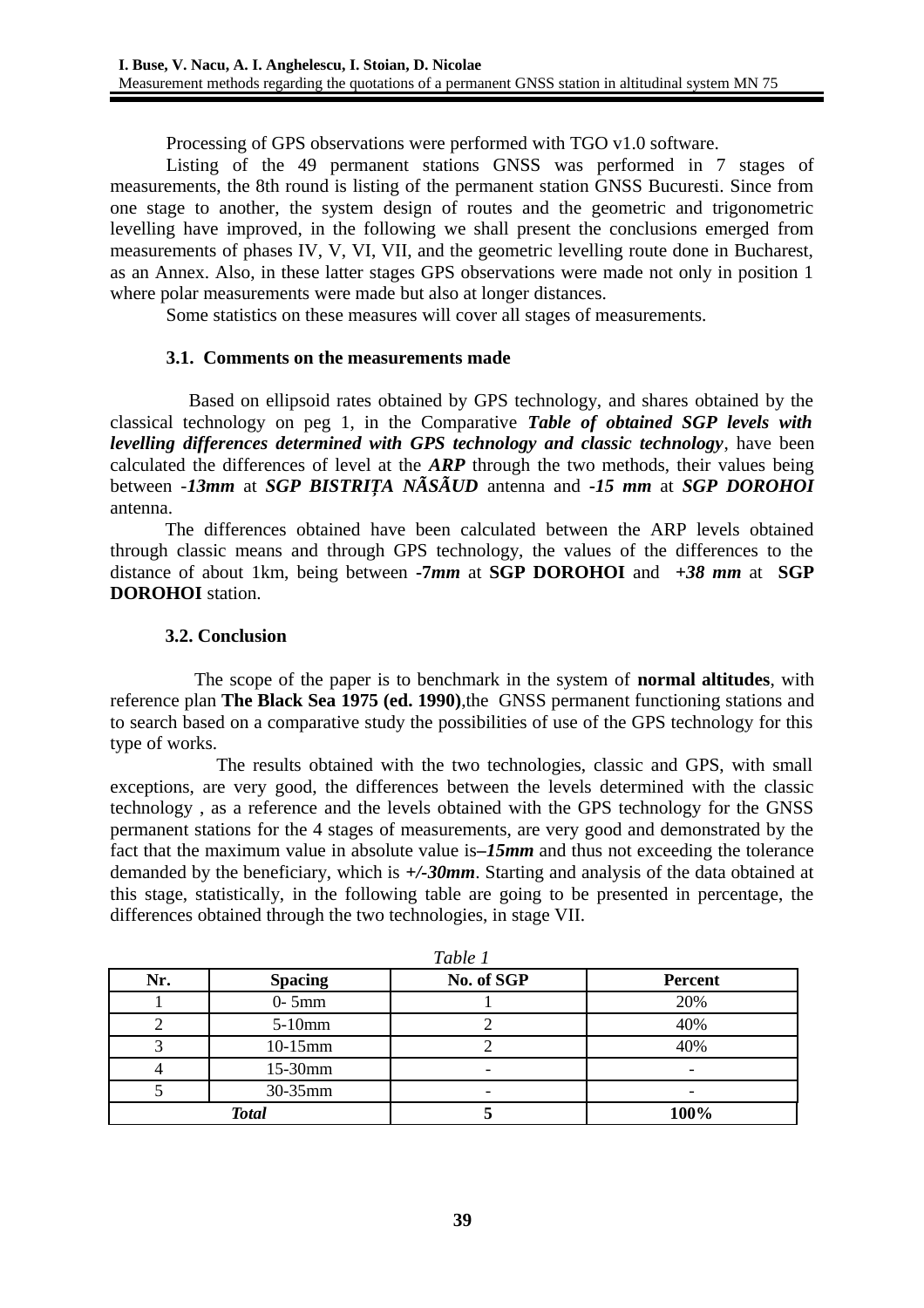Processing of GPS observations were performed with TGO v1.0 software.

Listing of the 49 permanent stations GNSS was performed in 7 stages of measurements, the 8th round is listing of the permanent station GNSS Bucuresti. Since from one stage to another, the system design of routes and the geometric and trigonometric levelling have improved, in the following we shall present the conclusions emerged from measurements of phases IV, V, VI, VII, and the geometric levelling route done in Bucharest, as an Annex. Also, in these latter stages GPS observations were made not only in position 1 where polar measurements were made but also at longer distances.

Some statistics on these measures will cover all stages of measurements.

### 3.1. Comments on the measurements made

Based on ellipsoid rates obtained by GPS technology, and shares obtained by the classical technology on peg 1, in the Comparative ***Table of obtained SGP levels with levelling differences determined with GPS technology and classic technology***, have been calculated the differences of level at the ***ARP*** through the two methods, their values being between ***-13mm*** at ***SGP BISTRIȚA NÃSÃUD*** antenna and ***-15 mm*** at ***SGP DOROHOI*** antenna.

The differences obtained have been calculated between the ARP levels obtained through classic means and through GPS technology, the values of the differences to the distance of about 1km, being between **-7*mm*** at **SGP DOROHOI** and ***+38 mm*** at **SGP DOROHOI** station.

### 3.2. Conclusion

The scope of the paper is to benchmark in the system of **normal altitudes**, with reference plan **The Black Sea 1975 (ed. 1990)**,the GNSS permanent functioning stations and to search based on a comparative study the possibilities of use of the GPS technology for this type of works.

The results obtained with the two technologies, classic and GPS, with small exceptions, are very good, the differences between the levels determined with the classic technology , as a reference and the levels obtained with the GPS technology for the GNSS permanent stations for the 4 stages of measurements, are very good and demonstrated by the fact that the maximum value in absolute value is***–15mm*** and thus not exceeding the tolerance demanded by the beneficiary, which is ***+/-30mm***. Starting and analysis of the data obtained at this stage, statistically, in the following table are going to be presented in percentage, the differences obtained through the two technologies, in stage VII.

*Table 1*

| Nr. | Spacing | No. of SGP | Percent |
|---|---|---|---|
| 1 | 0- 5mm | 1 | 20% |
| 2 | 5-10mm | 2 | 40% |
| 3 | 10-15mm | 2 | 40% |
| 4 | 15-30mm | - | - |
| 5 | 30-35mm | - | - |
| ***Total*** | | **5** | **100%** |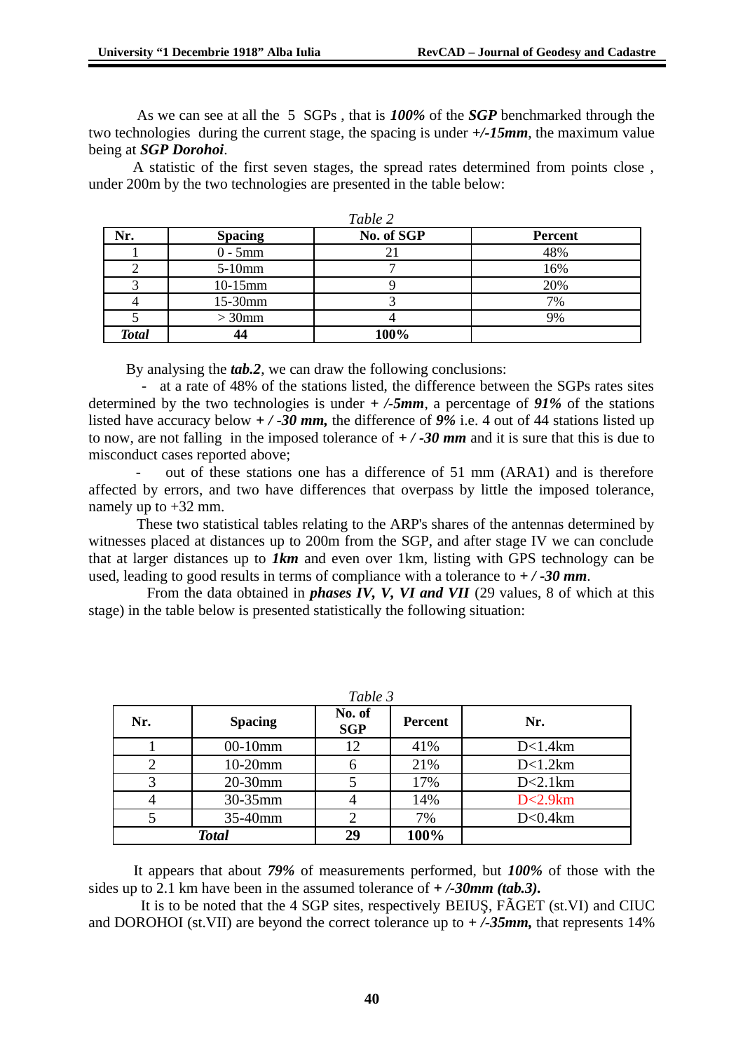As we can see at all the 5 SGPs , that is ***100%*** of the ***SGP*** benchmarked through the two technologies during the current stage, the spacing is under ***+/-15mm***, the maximum value being at ***SGP Dorohoi***.

A statistic of the first seven stages, the spread rates determined from points close , under 200m by the two technologies are presented in the table below:

*Table 2*

| Nr. | Spacing | No. of SGP | Percent |
|---|---|---|---|
| 1 | 0 - 5mm | 21 | 48% |
| 2 | 5-10mm | 7 | 16% |
| 3 | 10-15mm | 9 | 20% |
| 4 | 15-30mm | 3 | 7% |
| 5 | > 30mm | 4 | 9% |
| ***Total*** | **44** | **100%** | |

By analysing the ***tab.2***, we can draw the following conclusions:

- at a rate of 48% of the stations listed, the difference between the SGPs rates sites determined by the two technologies is under ***+ /-5mm***, a percentage of ***91%*** of the stations listed have accuracy below ***+ / -30 mm,*** the difference of ***9%*** i.e. 4 out of 44 stations listed up to now, are not falling in the imposed tolerance of ***+ / -30 mm*** and it is sure that this is due to misconduct cases reported above;
- out of these stations one has a difference of 51 mm (ARA1) and is therefore affected by errors, and two have differences that overpass by little the imposed tolerance, namely up to +32 mm.

These two statistical tables relating to the ARP's shares of the antennas determined by witnesses placed at distances up to 200m from the SGP, and after stage IV we can conclude that at larger distances up to ***1km*** and even over 1km, listing with GPS technology can be used, leading to good results in terms of compliance with a tolerance to ***+ / -30 mm***.

From the data obtained in ***phases IV, V, VI and VII*** (29 values, 8 of which at this stage) in the table below is presented statistically the following situation:

*Table 3*

| Nr. | Spacing | No. of SGP | Percent | Nr. |
|---|---|---|---|---|
| 1 | 00-10mm | 12 | 41% | D<1.4km |
| 2 | 10-20mm | 6 | 21% | D<1.2km |
| 3 | 20-30mm | 5 | 17% | D<2.1km |
| 4 | 30-35mm | 4 | 14% | D<2.9km |
| 5 | 35-40mm | 2 | 7% | D<0.4km |
| ***Total*** | | **29** | **100%** | |

It appears that about ***79%*** of measurements performed, but ***100%*** of those with the sides up to 2.1 km have been in the assumed tolerance of ***+ /-30mm (tab.3).***

It is to be noted that the 4 SGP sites, respectively BEIUŞ, FÃGET (st.VI) and CIUC and DOROHOI (st.VII) are beyond the correct tolerance up to ***+ /-35mm,*** that represents 14%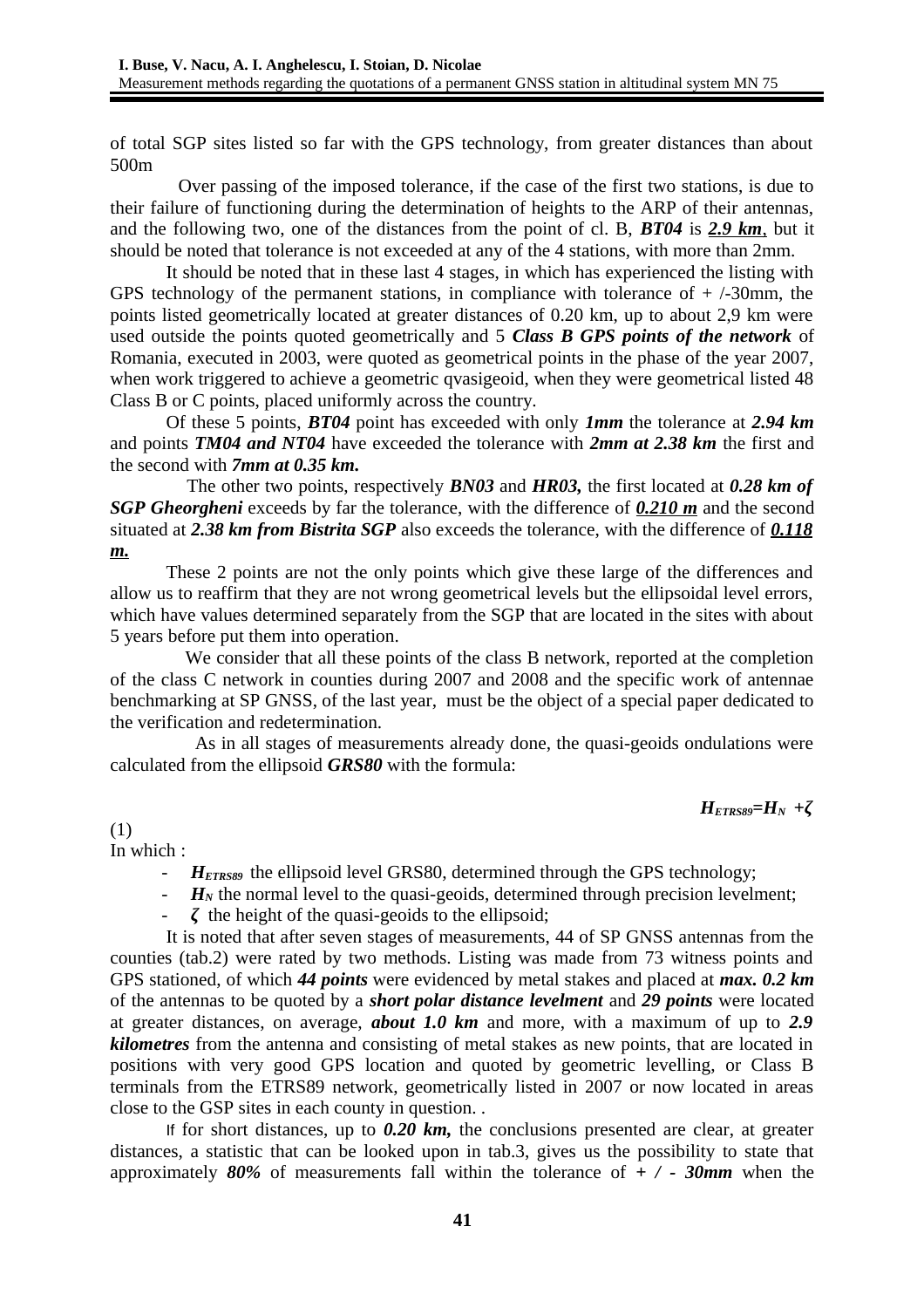of total SGP sites listed so far with the GPS technology, from greater distances than about 500m

Over passing of the imposed tolerance, if the case of the first two stations, is due to their failure of functioning during the determination of heights to the ARP of their antennas, and the following two, one of the distances from the point of cl. B, ***BT04*** is ***2.9 km***, but it should be noted that tolerance is not exceeded at any of the 4 stations, with more than 2mm.

It should be noted that in these last 4 stages, in which has experienced the listing with GPS technology of the permanent stations, in compliance with tolerance of + /-30mm, the points listed geometrically located at greater distances of 0.20 km, up to about 2,9 km were used outside the points quoted geometrically and 5 ***Class B GPS points of the network*** of Romania, executed in 2003, were quoted as geometrical points in the phase of the year 2007, when work triggered to achieve a geometric qvasigeoid, when they were geometrical listed 48 Class B or C points, placed uniformly across the country.

Of these 5 points, ***BT04*** point has exceeded with only ***1mm*** the tolerance at ***2.94 km*** and points ***TM04 and NT04*** have exceeded the tolerance with ***2mm at 2.38 km*** the first and the second with ***7mm at 0.35 km.***

The other two points, respectively ***BN03*** and ***HR03,*** the first located at ***0.28 km of SGP Gheorgheni*** exceeds by far the tolerance, with the difference of ***0.210 m*** and the second situated at ***2.38 km from Bistrita SGP*** also exceeds the tolerance, with the difference of ***0.118 m.***

These 2 points are not the only points which give these large of the differences and allow us to reaffirm that they are not wrong geometrical levels but the ellipsoidal level errors, which have values determined separately from the SGP that are located in the sites with about 5 years before put them into operation.

We consider that all these points of the class B network, reported at the completion of the class C network in counties during 2007 and 2008 and the specific work of antennae benchmarking at SP GNSS, of the last year, must be the object of a special paper dedicated to the verification and redetermination.

As in all stages of measurements already done, the quasi-geoids ondulations were calculated from the ellipsoid ***GRS80*** with the formula:

$$H_{ETRS89}=H_N+\zeta \quad (1)$$

In which :

- $H_{ETRS89}$ the ellipsoid level GRS80, determined through the GPS technology;
- $H_N$ the normal level to the quasi-geoids, determined through precision levelment;
- $\zeta$ the height of the quasi-geoids to the ellipsoid;

It is noted that after seven stages of measurements, 44 of SP GNSS antennas from the counties (tab.2) were rated by two methods. Listing was made from 73 witness points and GPS stationed, of which ***44 points*** were evidenced by metal stakes and placed at ***max. 0.2 km*** of the antennas to be quoted by a ***short polar distance levelment*** and ***29 points*** were located at greater distances, on average, ***about 1.0 km*** and more, with a maximum of up to ***2.9 kilometres*** from the antenna and consisting of metal stakes as new points, that are located in positions with very good GPS location and quoted by geometric levelling, or Class B terminals from the ETRS89 network, geometrically listed in 2007 or now located in areas close to the GSP sites in each county in question. .

If for short distances, up to ***0.20 km,*** the conclusions presented are clear, at greater distances, a statistic that can be looked upon in tab.3, gives us the possibility to state that approximately ***80%*** of measurements fall within the tolerance of ***+ / - 30mm*** when the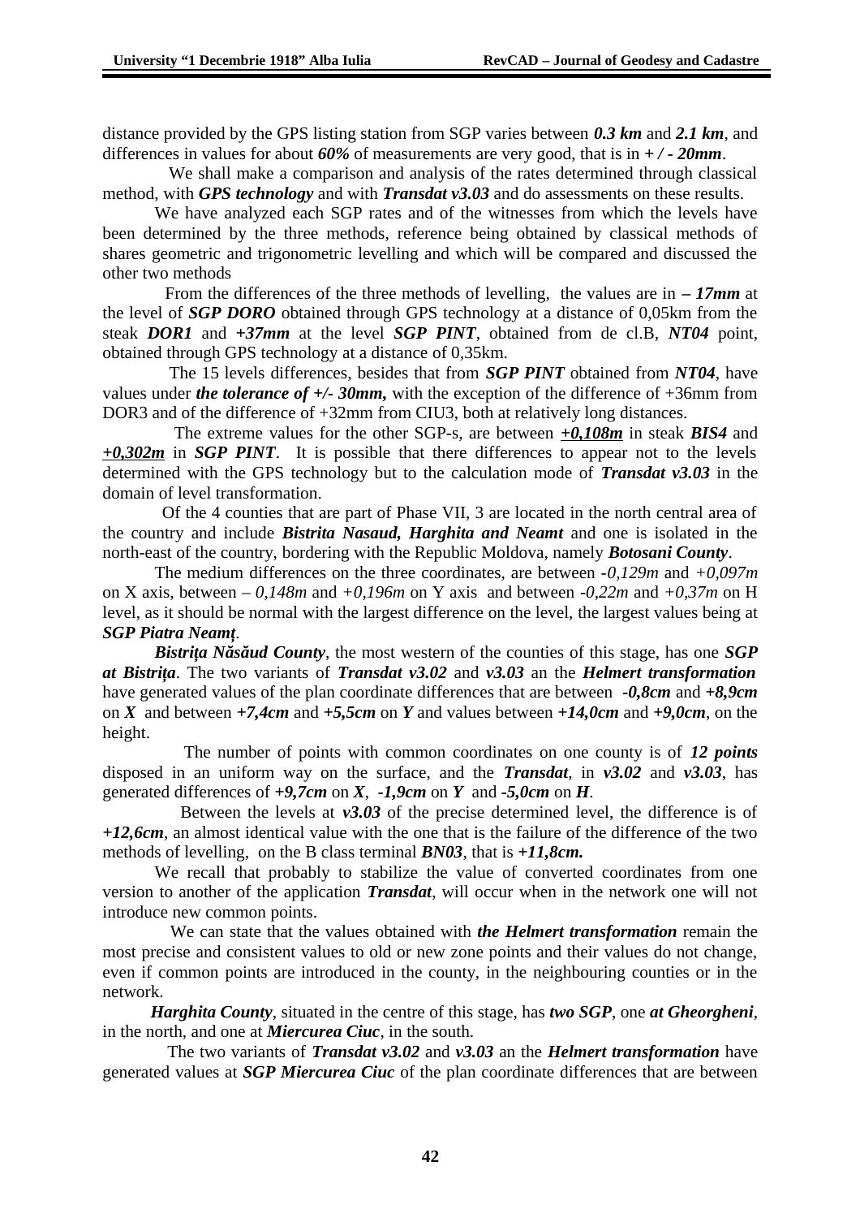distance provided by the GPS listing station from SGP varies between ***0.3 km*** and ***2.1 km***, and differences in values for about ***60%*** of measurements are very good, that is in ***+ / - 20mm***.

We shall make a comparison and analysis of the rates determined through classical method, with ***GPS technology*** and with ***Transdat v3.03*** and do assessments on these results.

We have analyzed each SGP rates and of the witnesses from which the levels have been determined by the three methods, reference being obtained by classical methods of shares geometric and trigonometric levelling and which will be compared and discussed the other two methods

From the differences of the three methods of levelling, the values are in ***– 17mm*** at the level of ***SGP DORO*** obtained through GPS technology at a distance of 0,05km from the steak ***DOR1*** and ***+37mm*** at the level ***SGP PINT***, obtained from de cl.B, ***NT04*** point, obtained through GPS technology at a distance of 0,35km.

The 15 levels differences, besides that from ***SGP PINT*** obtained from ***NT04***, have values under ***the tolerance of +/- 30mm,*** with the exception of the difference of +36mm from DOR3 and of the difference of +32mm from CIU3, both at relatively long distances.

The extreme values for the other SGP-s, are between ***+0,108m*** in steak ***BIS4*** and ***+0,302m*** in ***SGP PINT***. It is possible that there differences to appear not to the levels determined with the GPS technology but to the calculation mode of ***Transdat v3.03*** in the domain of level transformation.

Of the 4 counties that are part of Phase VII, 3 are located in the north central area of the country and include ***Bistrita Nasaud, Harghita and Neamt*** and one is isolated in the north-east of the country, bordering with the Republic Moldova, namely ***Botosani County***.

The medium differences on the three coordinates, are between *-0,129m* and *+0,097m* on X axis, between *– 0,148m* and *+0,196m* on Y axis and between *-0,22m* and *+0,37m* on H level, as it should be normal with the largest difference on the level, the largest values being at ***SGP Piatra Neamț***.

***Bistrița Năsăud County***, the most western of the counties of this stage, has one ***SGP at Bistrița***. The two variants of ***Transdat v3.02*** and ***v3.03*** an the ***Helmert transformation*** have generated values of the plan coordinate differences that are between ***-0,8cm*** and ***+8,9cm*** on ***X*** and between ***+7,4cm*** and ***+5,5cm*** on ***Y*** and values between ***+14,0cm*** and ***+9,0cm***, on the height.

The number of points with common coordinates on one county is of ***12 points*** disposed in an uniform way on the surface, and the ***Transdat***, in ***v3.02*** and ***v3.03***, has generated differences of ***+9,7cm*** on ***X***, ***-1,9cm*** on ***Y*** and ***-5,0cm*** on ***H***.

Between the levels at ***v3.03*** of the precise determined level, the difference is of ***+12,6cm***, an almost identical value with the one that is the failure of the difference of the two methods of levelling, on the B class terminal ***BN03***, that is ***+11,8cm.***

We recall that probably to stabilize the value of converted coordinates from one version to another of the application ***Transdat***, will occur when in the network one will not introduce new common points.

We can state that the values obtained with ***the Helmert transformation*** remain the most precise and consistent values to old or new zone points and their values do not change, even if common points are introduced in the county, in the neighbouring counties or in the network.

***Harghita County***, situated in the centre of this stage, has ***two SGP***, one ***at Gheorgheni***, in the north, and one at ***Miercurea Ciuc***, in the south.

The two variants of ***Transdat v3.02*** and ***v3.03*** an the ***Helmert transformation*** have generated values at ***SGP Miercurea Ciuc*** of the plan coordinate differences that are between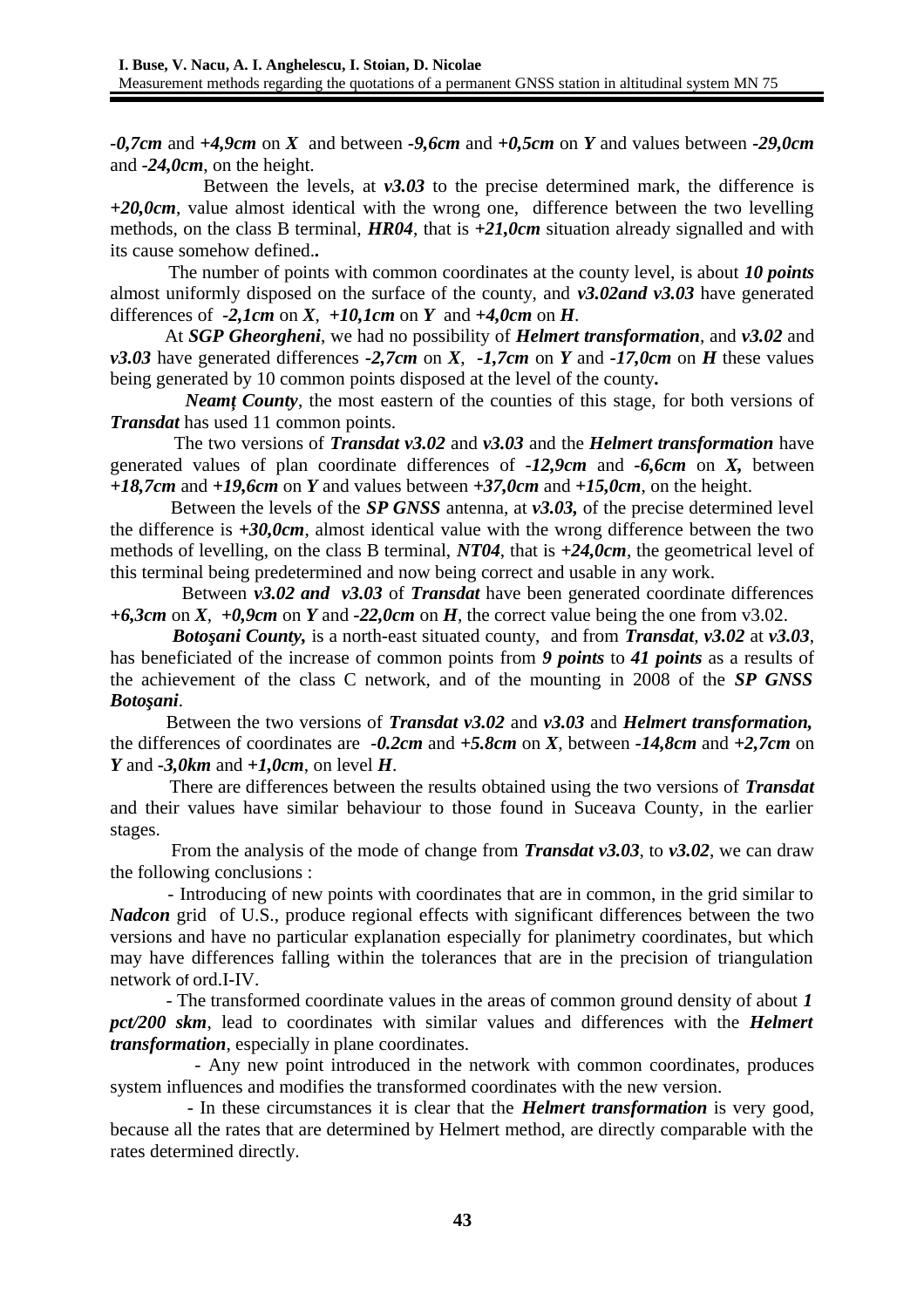***-0,7cm*** and ***+4,9cm*** on ***X*** and between ***-9,6cm*** and ***+0,5cm*** on ***Y*** and values between ***-29,0cm*** and ***-24,0cm***, on the height.

Between the levels, at ***v3.03*** to the precise determined mark, the difference is ***+20,0cm***, value almost identical with the wrong one, difference between the two levelling methods, on the class B terminal, ***HR04***, that is ***+21,0cm*** situation already signalled and with its cause somehow defined**.**

The number of points with common coordinates at the county level, is about ***10 points*** almost uniformly disposed on the surface of the county, and ***v3.02and v3.03*** have generated differences of ***-2,1cm*** on ***X***, ***+10,1cm*** on ***Y*** and ***+4,0cm*** on ***H***.

At ***SGP Gheorgheni***, we had no possibility of ***Helmert transformation***, and ***v3.02*** and ***v3.03*** have generated differences ***-2,7cm*** on ***X***, ***-1,7cm*** on ***Y*** and ***-17,0cm*** on ***H*** these values being generated by 10 common points disposed at the level of the county**.**

***Neamţ County***, the most eastern of the counties of this stage, for both versions of ***Transdat*** has used 11 common points.

The two versions of ***Transdat v3.02*** and ***v3.03*** and the ***Helmert transformation*** have generated values of plan coordinate differences of ***-12,9cm*** and ***-6,6cm*** on ***X,*** between ***+18,7cm*** and ***+19,6cm*** on ***Y*** and values between ***+37,0cm*** and ***+15,0cm***, on the height.

Between the levels of the ***SP GNSS*** antenna, at ***v3.03,*** of the precise determined level the difference is ***+30,0cm***, almost identical value with the wrong difference between the two methods of levelling, on the class B terminal, ***NT04***, that is ***+24,0cm***, the geometrical level of this terminal being predetermined and now being correct and usable in any work.

Between ***v3.02 and v3.03*** of ***Transdat*** have been generated coordinate differences ***+6,3cm*** on ***X***, ***+0,9cm*** on ***Y*** and ***-22,0cm*** on ***H***, the correct value being the one from v3.02.

***Botoşani County,*** is a north-east situated county, and from ***Transdat***, ***v3.02*** at ***v3.03***, has beneficiated of the increase of common points from ***9 points*** to ***41 points*** as a results of the achievement of the class C network, and of the mounting in 2008 of the ***SP GNSS Botoşani***.

Between the two versions of ***Transdat v3.02*** and ***v3.03*** and ***Helmert transformation,*** the differences of coordinates are ***-0.2cm*** and ***+5.8cm*** on ***X***, between ***-14,8cm*** and ***+2,7cm*** on ***Y*** and ***-3,0km*** and ***+1,0cm***, on level ***H***.

There are differences between the results obtained using the two versions of ***Transdat*** and their values have similar behaviour to those found in Suceava County, in the earlier stages.

From the analysis of the mode of change from ***Transdat v3.03***, to ***v3.02***, we can draw the following conclusions :

- Introducing of new points with coordinates that are in common, in the grid similar to ***Nadcon*** grid of U.S., produce regional effects with significant differences between the two versions and have no particular explanation especially for planimetry coordinates, but which may have differences falling within the tolerances that are in the precision of triangulation network of ord.I-IV.
- The transformed coordinate values in the areas of common ground density of about ***1 pct/200 skm***, lead to coordinates with similar values and differences with the ***Helmert transformation***, especially in plane coordinates.
- Any new point introduced in the network with common coordinates, produces system influences and modifies the transformed coordinates with the new version.
- In these circumstances it is clear that the ***Helmert transformation*** is very good, because all the rates that are determined by Helmert method, are directly comparable with the rates determined directly.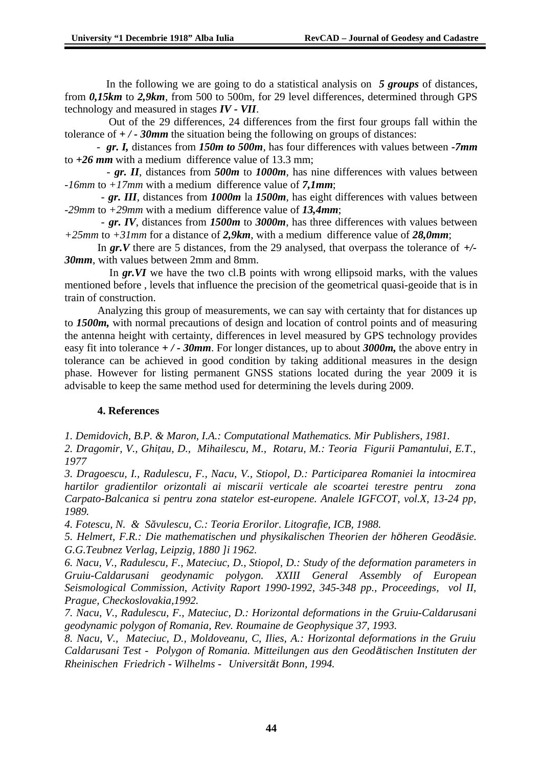In the following we are going to do a statistical analysis on ***5 groups*** of distances, from ***0,15km*** to ***2,9km***, from 500 to 500m, for 29 level differences, determined through GPS technology and measured in stages ***IV - VII***.

Out of the 29 differences, 24 differences from the first four groups fall within the tolerance of ***+ / - 30mm*** the situation being the following on groups of distances:

- ***gr. I,*** distances from ***150m to 500m***, has four differences with values between ***-7mm*** to ***+26 mm*** with a medium difference value of 13.3 mm;
- ***gr. II***, distances from ***500m*** to ***1000m***, has nine differences with values between *-16mm* to *+17mm* with a medium difference value of ***7,1mm***;
- ***gr. III***, distances from ***1000m*** la ***1500m***, has eight differences with values between *-29mm* to *+29mm* with a medium difference value of ***13,4mm***;
- ***gr. IV***, distances from ***1500m*** to ***3000m***, has three differences with values between *+25mm* to *+31mm* for a distance of ***2,9km***, with a medium difference value of ***28,0mm***;

In ***gr.V*** there are 5 distances, from the 29 analysed, that overpass the tolerance of ***+/- 30mm***, with values between 2mm and 8mm.

In ***gr.VI*** we have the two cl.B points with wrong ellipsoid marks, with the values mentioned before , levels that influence the precision of the geometrical quasi-geoide that is in train of construction.

Analyzing this group of measurements, we can say with certainty that for distances up to ***1500m,*** with normal precautions of design and location of control points and of measuring the antenna height with certainty, differences in level measured by GPS technology provides easy fit into tolerance ***+ / - 30mm***. For longer distances, up to about ***3000m,*** the above entry in tolerance can be achieved in good condition by taking additional measures in the design phase. However for listing permanent GNSS stations located during the year 2009 it is advisable to keep the same method used for determining the levels during 2009.

### 4. References

*1. Demidovich, B.P. & Maron, I.A.: Computational Mathematics. Mir Publishers, 1981.*

*2. Dragomir, V., Ghițau, D., Mihailescu, M., Rotaru, M.: Teoria Figurii Pamantului, E.T., 1977*

*3. Dragoescu, I., Radulescu, F., Nacu, V., Stiopol, D.: Participarea Romaniei la intocmirea hartilor gradientilor orizontali ai miscarii verticale ale scoartei terestre pentru zona Carpato-Balcanica si pentru zona statelor est-europene. Analele IGFCOT, vol.X, 13-24 pp, 1989.*

*4. Fotescu, N. & Săvulescu, C.: Teoria Erorilor. Litografie, ICB, 1988.*

*5. Helmert, F.R.: Die mathematischen und physikalischen Theorien der höheren Geodäsie. G.G.Teubnez Verlag, Leipzig, 1880 ]i 1962.*

*6. Nacu, V., Radulescu, F., Mateciuc, D., Stiopol, D.: Study of the deformation parameters in Gruiu-Caldarusani geodynamic polygon. XXIII General Assembly of European Seismological Commission, Activity Raport 1990-1992, 345-348 pp., Proceedings, vol II, Prague, Checkoslovakia,1992.*

*7. Nacu, V., Radulescu, F., Mateciuc, D.: Horizontal deformations in the Gruiu-Caldarusani geodynamic polygon of Romania, Rev. Roumaine de Geophysique 37, 1993.*

*8. Nacu, V., Mateciuc, D., Moldoveanu, C, Ilies, A.: Horizontal deformations in the Gruiu Caldarusani Test - Polygon of Romania. Mitteilungen aus den Geodätischen Instituten der Rheinischen Friedrich - Wilhelms - Universität Bonn, 1994.*